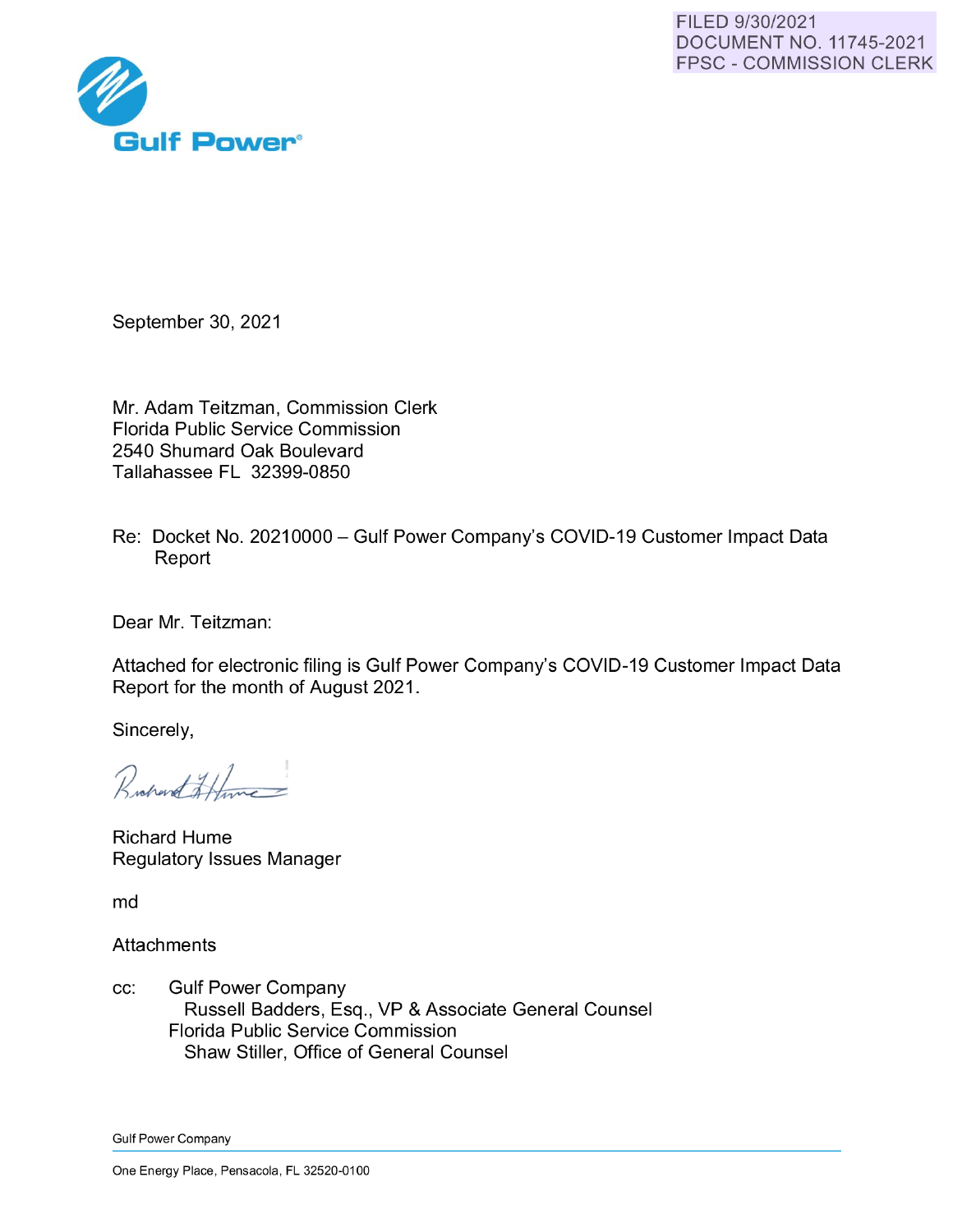FILED 9/30/2021
DOCUMENT NO. 11745-2021
FPSC - COMMISSION CLERK

**Gulf Power®**

September 30, 2021

Mr. Adam Teitzman, Commission Clerk
Florida Public Service Commission
2540 Shumard Oak Boulevard
Tallahassee FL 32399-0850

Re: Docket No. 20210000 – Gulf Power Company's COVID-19 Customer Impact Data Report

Dear Mr. Teitzman:

Attached for electronic filing is Gulf Power Company's COVID-19 Customer Impact Data Report for the month of August 2021.

Sincerely,

Richard Hume
Regulatory Issues Manager

md

Attachments

cc: Gulf Power Company
  Russell Badders, Esq., VP & Associate General Counsel
 Florida Public Service Commission
  Shaw Stiller, Office of General Counsel

Gulf Power Company

One Energy Place, Pensacola, FL 32520-0100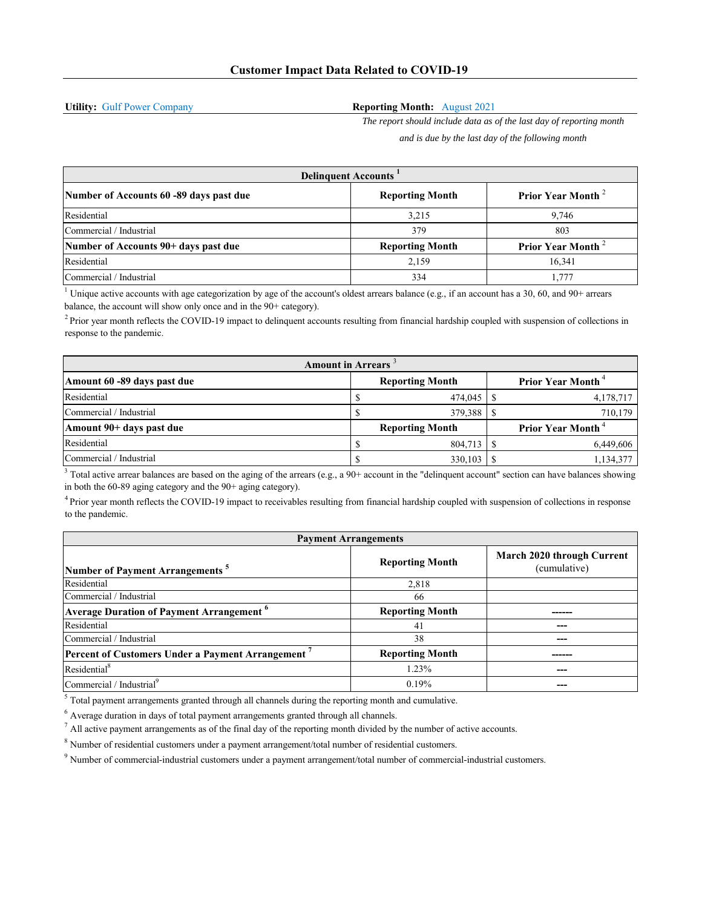# Customer Impact Data Related to COVID-19

**Utility:** Gulf Power Company

**Reporting Month:** August 2021

*The report should include data as of the last day of reporting month and is due by the last day of the following month*

| Delinquent Accounts [1] | | |
|---|---|---|
| **Number of Accounts 60 -89 days past due** | **Reporting Month** | **Prior Year Month [2]** |
| Residential | 3,215 | 9,746 |
| Commercial / Industrial | 379 | 803 |
| **Number of Accounts 90+ days past due** | **Reporting Month** | **Prior Year Month [2]** |
| Residential | 2,159 | 16,341 |
| Commercial / Industrial | 334 | 1,777 |

[1] Unique active accounts with age categorization by age of the account's oldest arrears balance (e.g., if an account has a 30, 60, and 90+ arrears balance, the account will show only once and in the 90+ category).

[2] Prior year month reflects the COVID-19 impact to delinquent accounts resulting from financial hardship coupled with suspension of collections in response to the pandemic.

| Amount in Arrears [3] | | |
|---|---|---|
| **Amount 60 -89 days past due** | **Reporting Month** | **Prior Year Month [4]** |
| Residential | $ 474,045 | $ 4,178,717 |
| Commercial / Industrial | $ 379,388 | $ 710,179 |
| **Amount 90+ days past due** | **Reporting Month** | **Prior Year Month [4]** |
| Residential | $ 804,713 | $ 6,449,606 |
| Commercial / Industrial | $ 330,103 | $ 1,134,377 |

[3] Total active arrear balances are based on the aging of the arrears (e.g., a 90+ account in the "delinquent account" section can have balances showing in both the 60-89 aging category and the 90+ aging category).

[4] Prior year month reflects the COVID-19 impact to receivables resulting from financial hardship coupled with suspension of collections in response to the pandemic.

| Payment Arrangements | | |
|---|---|---|
| **Number of Payment Arrangements [5]** | **Reporting Month** | **March 2020 through Current** (cumulative) |
| Residential | 2,818 | |
| Commercial / Industrial | 66 | |
| **Average Duration of Payment Arrangement [6]** | **Reporting Month** | ------ |
| Residential | 41 | --- |
| Commercial / Industrial | 38 | --- |
| **Percent of Customers Under a Payment Arrangement [7]** | **Reporting Month** | ------ |
| Residential[8] | 1.23% | --- |
| Commercial / Industrial[9] | 0.19% | --- |

[5] Total payment arrangements granted through all channels during the reporting month and cumulative.

[6] Average duration in days of total payment arrangements granted through all channels.

[7] All active payment arrangements as of the final day of the reporting month divided by the number of active accounts.

[8] Number of residential customers under a payment arrangement/total number of residential customers.

[9] Number of commercial-industrial customers under a payment arrangement/total number of commercial-industrial customers.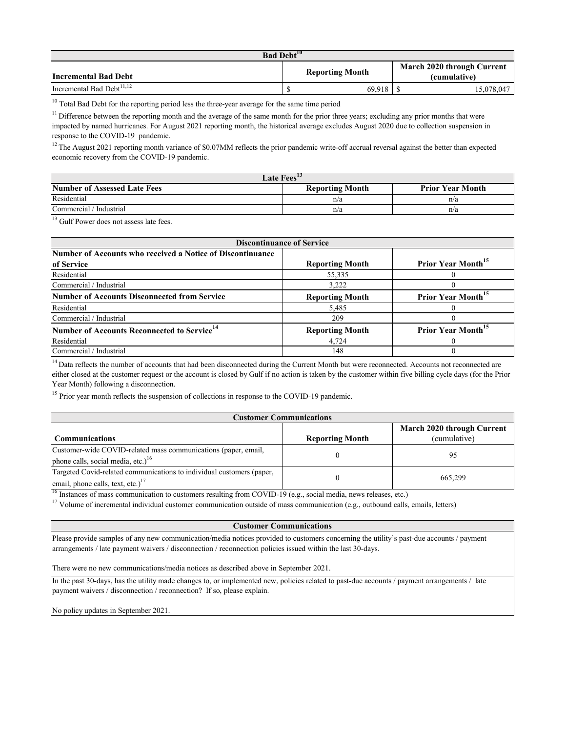| Bad Debt[10] | | |
|---|---|---|
| **Incremental Bad Debt** | **Reporting Month** | **March 2020 through Current (cumulative)** |
| Incremental Bad Debt[11,12] | $ 69,918 | $ 15,078,047 |

[10] Total Bad Debt for the reporting period less the three-year average for the same time period

[11] Difference between the reporting month and the average of the same month for the prior three years; excluding any prior months that were impacted by named hurricanes. For August 2021 reporting month, the historical average excludes August 2020 due to collection suspension in response to the COVID-19 pandemic.

[12] The August 2021 reporting month variance of $0.07MM reflects the prior pandemic write-off accrual reversal against the better than expected economic recovery from the COVID-19 pandemic.

| Late Fees[13] | | |
|---|---|---|
| **Number of Assessed Late Fees** | **Reporting Month** | **Prior Year Month** |
| Residential | n/a | n/a |
| Commercial / Industrial | n/a | n/a |

[13] Gulf Power does not assess late fees.

| Discontinuance of Service | | |
|---|---|---|
| **Number of Accounts who received a Notice of Discontinuance of Service** | **Reporting Month** | **Prior Year Month[15]** |
| Residential | 55,335 | 0 |
| Commercial / Industrial | 3,222 | 0 |
| **Number of Accounts Disconnected from Service** | **Reporting Month** | **Prior Year Month[15]** |
| Residential | 5,485 | 0 |
| Commercial / Industrial | 209 | 0 |
| **Number of Accounts Reconnected to Service[14]** | **Reporting Month** | **Prior Year Month[15]** |
| Residential | 4,724 | 0 |
| Commercial / Industrial | 148 | 0 |

[14] Data reflects the number of accounts that had been disconnected during the Current Month but were reconnected. Accounts not reconnected are either closed at the customer request or the account is closed by Gulf if no action is taken by the customer within five billing cycle days (for the Prior Year Month) following a disconnection.

[15] Prior year month reflects the suspension of collections in response to the COVID-19 pandemic.

| Customer Communications | | |
|---|---|---|
| **Communications** | **Reporting Month** | **March 2020 through Current** (cumulative) |
| Customer-wide COVID-related mass communications (paper, email, phone calls, social media, etc.)[16] | 0 | 95 |
| Targeted Covid-related communications to individual customers (paper, email, phone calls, text, etc.)[17] | 0 | 665,299 |

[16] Instances of mass communication to customers resulting from COVID-19 (e.g., social media, news releases, etc.)

[17] Volume of incremental individual customer communication outside of mass communication (e.g., outbound calls, emails, letters)

| Customer Communications |
|---|
| Please provide samples of any new communication/media notices provided to customers concerning the utility's past-due accounts / payment arrangements / late payment waivers / disconnection / reconnection policies issued within the last 30-days.<br><br>There were no new communications/media notices as described above in September 2021. |
| In the past 30-days, has the utility made changes to, or implemented new, policies related to past-due accounts / payment arrangements / late payment waivers / disconnection / reconnection? If so, please explain.<br><br>No policy updates in September 2021. |